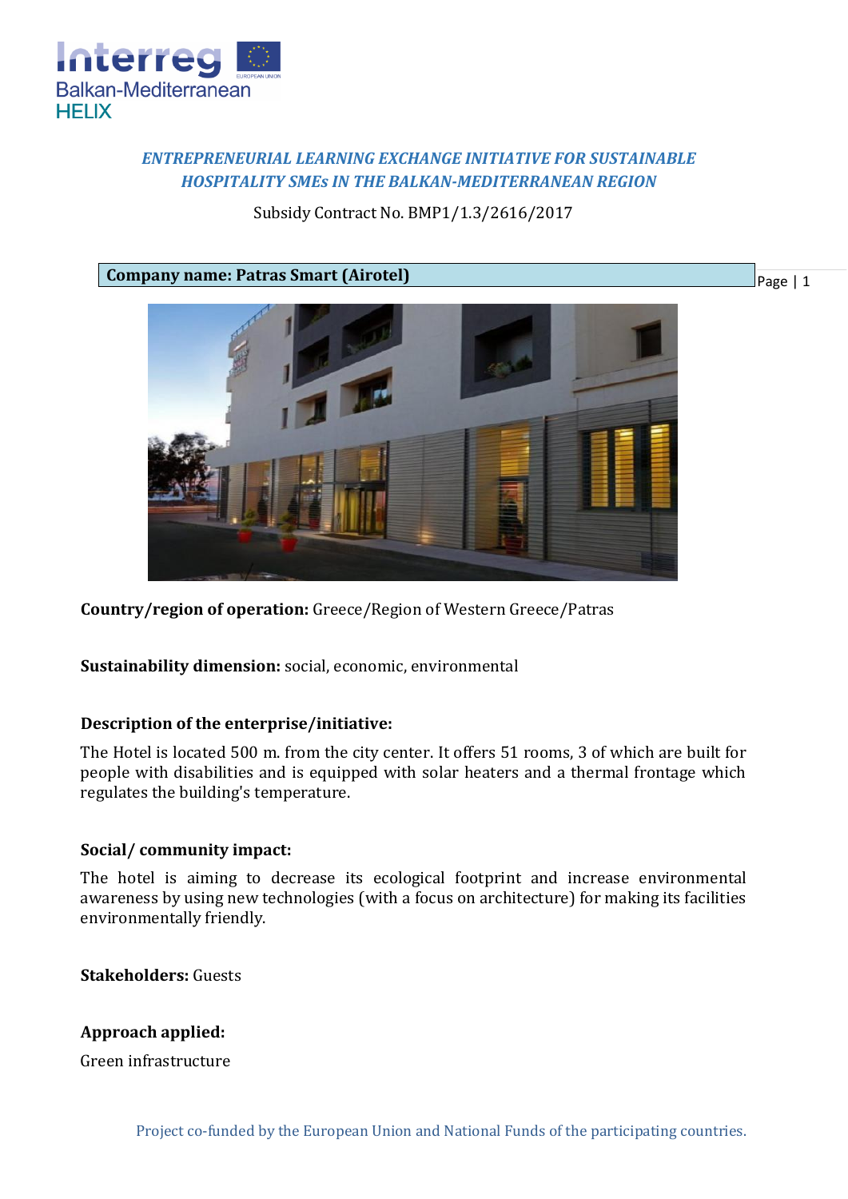*ENTREPRENEURIAL LEARNING EXCHANGE INITIATIVE FOR SUSTAINABLE HOSPITALITY SMEs IN THE BALKAN-MEDITERRANEAN REGION*

Subsidy Contract No. BMP1/1.3/2616/2017

**Company name: Patras Smart (Airotel)**

**Country/region of operation:** Greece/Region of Western Greece/Patras

**Sustainability dimension:** social, economic, environmental

**Description of the enterprise/initiative:**

The Hotel is located 500 m. from the city center. It offers 51 rooms, 3 of which are built for people with disabilities and is equipped with solar heaters and a thermal frontage which regulates the building's temperature.

**Social/ community impact:**

The hotel is aiming to decrease its ecological footprint and increase environmental awareness by using new technologies (with a focus on architecture) for making its facilities environmentally friendly.

**Stakeholders:** Guests

**Approach applied:**

Green infrastructure

Project co-funded by the European Union and National Funds of the participating countries.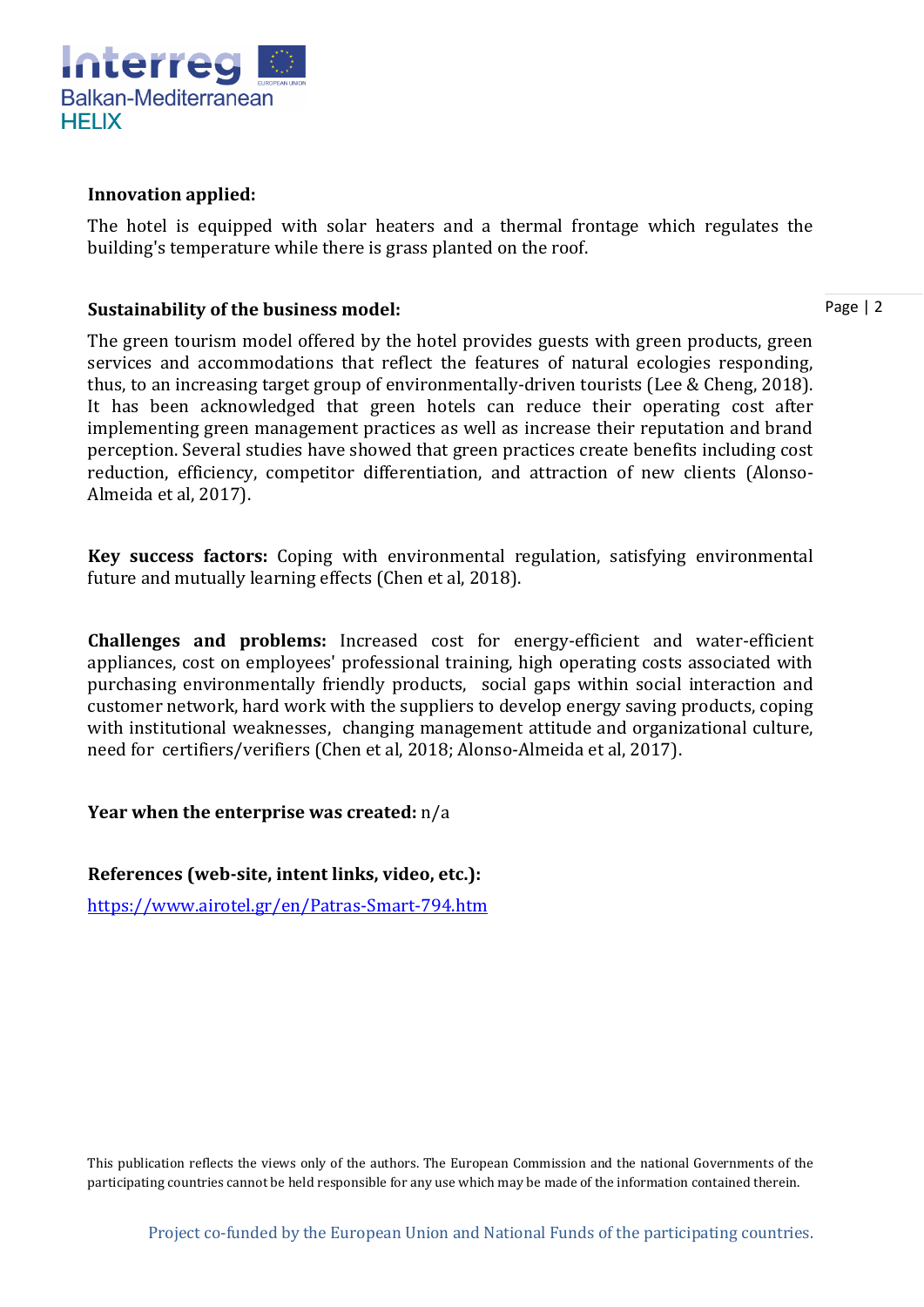**Innovation applied:**

The hotel is equipped with solar heaters and a thermal frontage which regulates the building's temperature while there is grass planted on the roof.

**Sustainability of the business model:**

The green tourism model offered by the hotel provides guests with green products, green services and accommodations that reflect the features of natural ecologies responding, thus, to an increasing target group of environmentally-driven tourists (Lee & Cheng, 2018). It has been acknowledged that green hotels can reduce their operating cost after implementing green management practices as well as increase their reputation and brand perception. Several studies have showed that green practices create benefits including cost reduction, efficiency, competitor differentiation, and attraction of new clients (Alonso-Almeida et al, 2017).

**Key success factors:** Coping with environmental regulation, satisfying environmental future and mutually learning effects (Chen et al, 2018).

**Challenges and problems:** Increased cost for energy-efficient and water-efficient appliances, cost on employees' professional training, high operating costs associated with purchasing environmentally friendly products, social gaps within social interaction and customer network, hard work with the suppliers to develop energy saving products, coping with institutional weaknesses, changing management attitude and organizational culture, need for certifiers/verifiers (Chen et al, 2018; Alonso-Almeida et al, 2017).

**Year when the enterprise was created:** n/a

**References (web-site, intent links, video, etc.):**

https://www.airotel.gr/en/Patras-Smart-794.htm

This publication reflects the views only of the authors. The European Commission and the national Governments of the participating countries cannot be held responsible for any use which may be made of the information contained therein.

Project co-funded by the European Union and National Funds of the participating countries.